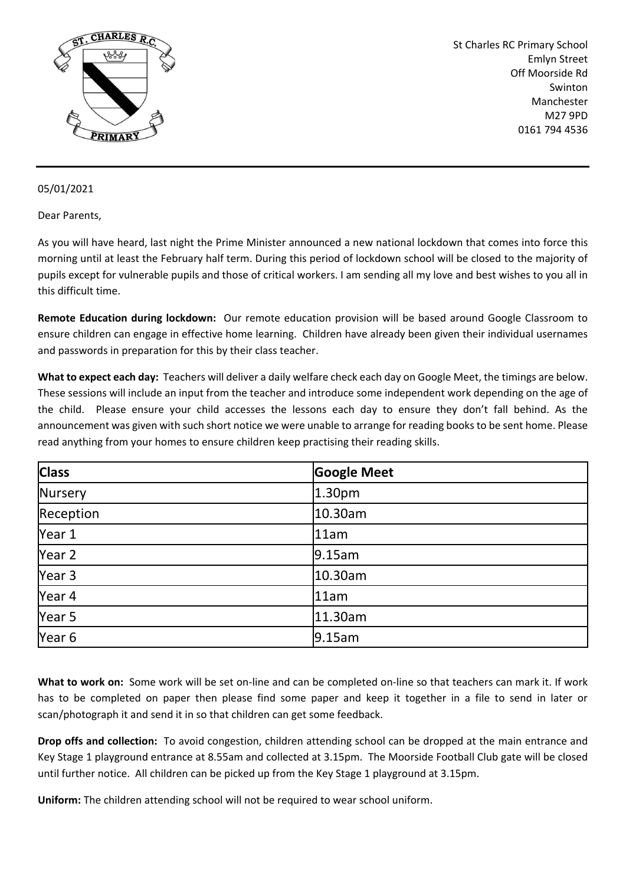St Charles RC Primary School
Emlyn Street
Off Moorside Rd
Swinton
Manchester
M27 9PD
0161 794 4536

---

05/01/2021

Dear Parents,

As you will have heard, last night the Prime Minister announced a new national lockdown that comes into force this morning until at least the February half term. During this period of lockdown school will be closed to the majority of pupils except for vulnerable pupils and those of critical workers. I am sending all my love and best wishes to you all in this difficult time.

**Remote Education during lockdown:** Our remote education provision will be based around Google Classroom to ensure children can engage in effective home learning. Children have already been given their individual usernames and passwords in preparation for this by their class teacher.

**What to expect each day:** Teachers will deliver a daily welfare check each day on Google Meet, the timings are below. These sessions will include an input from the teacher and introduce some independent work depending on the age of the child. Please ensure your child accesses the lessons each day to ensure they don't fall behind. As the announcement was given with such short notice we were unable to arrange for reading books to be sent home. Please read anything from your homes to ensure children keep practising their reading skills.

| Class | Google Meet |
|---|---|
| Nursery | 1.30pm |
| Reception | 10.30am |
| Year 1 | 11am |
| Year 2 | 9.15am |
| Year 3 | 10.30am |
| Year 4 | 11am |
| Year 5 | 11.30am |
| Year 6 | 9.15am |

**What to work on:** Some work will be set on-line and can be completed on-line so that teachers can mark it. If work has to be completed on paper then please find some paper and keep it together in a file to send in later or scan/photograph it and send it in so that children can get some feedback.

**Drop offs and collection:** To avoid congestion, children attending school can be dropped at the main entrance and Key Stage 1 playground entrance at 8.55am and collected at 3.15pm. The Moorside Football Club gate will be closed until further notice. All children can be picked up from the Key Stage 1 playground at 3.15pm.

**Uniform:** The children attending school will not be required to wear school uniform.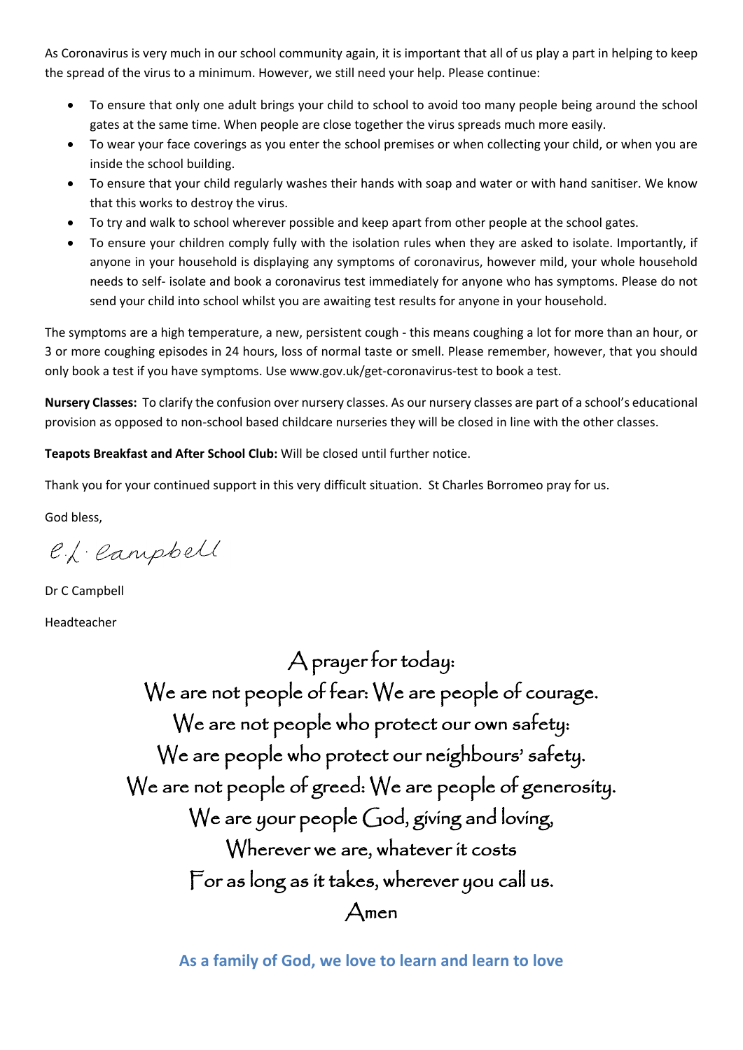As Coronavirus is very much in our school community again, it is important that all of us play a part in helping to keep the spread of the virus to a minimum. However, we still need your help. Please continue:

- To ensure that only one adult brings your child to school to avoid too many people being around the school gates at the same time. When people are close together the virus spreads much more easily.
- To wear your face coverings as you enter the school premises or when collecting your child, or when you are inside the school building.
- To ensure that your child regularly washes their hands with soap and water or with hand sanitiser. We know that this works to destroy the virus.
- To try and walk to school wherever possible and keep apart from other people at the school gates.
- To ensure your children comply fully with the isolation rules when they are asked to isolate. Importantly, if anyone in your household is displaying any symptoms of coronavirus, however mild, your whole household needs to self- isolate and book a coronavirus test immediately for anyone who has symptoms. Please do not send your child into school whilst you are awaiting test results for anyone in your household.

The symptoms are a high temperature, a new, persistent cough - this means coughing a lot for more than an hour, or 3 or more coughing episodes in 24 hours, loss of normal taste or smell. Please remember, however, that you should only book a test if you have symptoms. Use www.gov.uk/get-coronavirus-test to book a test.

**Nursery Classes:** To clarify the confusion over nursery classes. As our nursery classes are part of a school's educational provision as opposed to non-school based childcare nurseries they will be closed in line with the other classes.

**Teapots Breakfast and After School Club:** Will be closed until further notice.

Thank you for your continued support in this very difficult situation. St Charles Borromeo pray for us.

God bless,

*C.L. Campbell*

Dr C Campbell

Headteacher

A prayer for today:
We are not people of fear: We are people of courage.
We are not people who protect our own safety:
We are people who protect our neighbours' safety.
We are not people of greed: We are people of generosity.
We are your people God, giving and loving,
Wherever we are, whatever it costs
For as long as it takes, wherever you call us.
Amen

**As a family of God, we love to learn and learn to love**